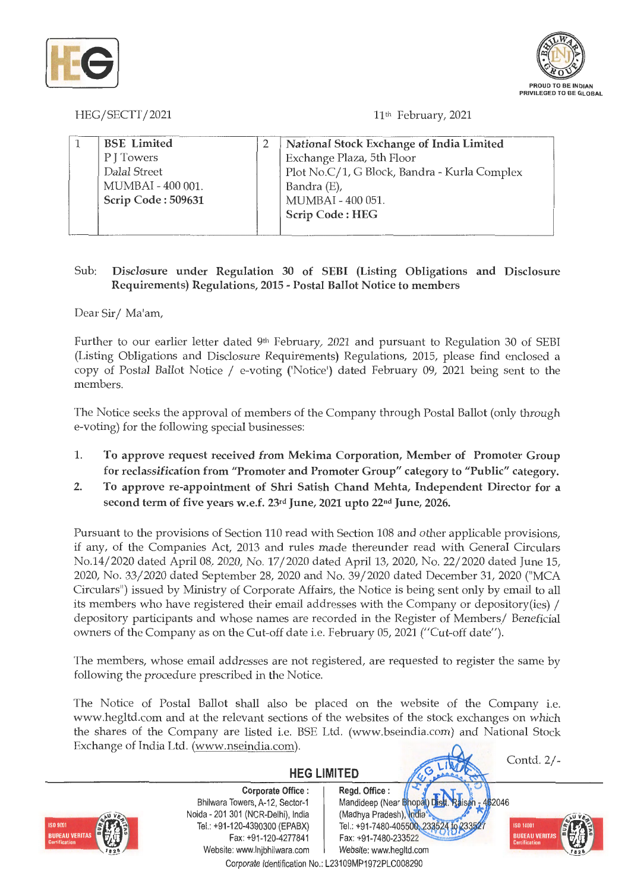HEG/SECTT/2021 11th February, 2021

| 1 | **BSE Limited**<br>P J Towers<br>Dalal Street<br>MUMBAI - 400 001.<br>**Scrip Code : 509631** | 2 | **National Stock Exchange of India Limited**<br>Exchange Plaza, 5th Floor<br>Plot No.C/1, G Block, Bandra - Kurla Complex<br>Bandra (E),<br>MUMBAI - 400 051.<br>**Scrip Code : HEG** |
|---|---|---|---|

Sub: **Disclosure under Regulation 30 of SEBI (Listing Obligations and Disclosure Requirements) Regulations, 2015 - Postal Ballot Notice to members**

Dear Sir/ Ma'am,

Further to our earlier letter dated 9th February, 2021 and pursuant to Regulation 30 of SEBI (Listing Obligations and Disclosure Requirements) Regulations, 2015, please find enclosed a copy of Postal Ballot Notice / e-voting ('Notice') dated February 09, 2021 being sent to the members.

The Notice seeks the approval of members of the Company through Postal Ballot (only through e-voting) for the following special businesses:

1. **To approve request received from Mekima Corporation, Member of Promoter Group for reclassification from "Promoter and Promoter Group" category to "Public" category.**
2. **To approve re-appointment of Shri Satish Chand Mehta, Independent Director for a second term of five years w.e.f. 23rd June, 2021 upto 22nd June, 2026.**

Pursuant to the provisions of Section 110 read with Section 108 and other applicable provisions, if any, of the Companies Act, 2013 and rules made thereunder read with General Circulars No.14/2020 dated April 08, 2020, No. 17/2020 dated April 13, 2020, No. 22/2020 dated June 15, 2020, No. 33/2020 dated September 28, 2020 and No. 39/2020 dated December 31, 2020 ("MCA Circulars") issued by Ministry of Corporate Affairs, the Notice is being sent only by email to all its members who have registered their email addresses with the Company or depository(ies) / depository participants and whose names are recorded in the Register of Members/ Beneficial owners of the Company as on the Cut-off date i.e. February 05, 2021 ("Cut-off date").

The members, whose email addresses are not registered, are requested to register the same by following the procedure prescribed in the Notice.

The Notice of Postal Ballot shall also be placed on the website of the Company i.e. www.hegltd.com and at the relevant sections of the websites of the stock exchanges on which the shares of the Company are listed i.e. BSE Ltd. (www.bseindia.com) and National Stock Exchange of India Ltd. (www.nseindia.com).

Contd. 2/-

**HEG LIMITED**

**Corporate Office :** Bhilwara Towers, A-12, Sector-1, Noida - 201 301 (NCR-Delhi), India. Tel.: +91-120-4390300 (EPABX), Fax: +91-120-4277841, Website: www.lnjbhilwara.com

**Regd. Office :** Mandideep (Near Bhopal) Distt. Raisen - 462046 (Madhya Pradesh), India. Tel.: +91-7480-405500, 233524 to 233527, Fax: +91-7480-233522, Website: www.hegltd.com

Corporate Identification No.: L23109MP1972PLC008290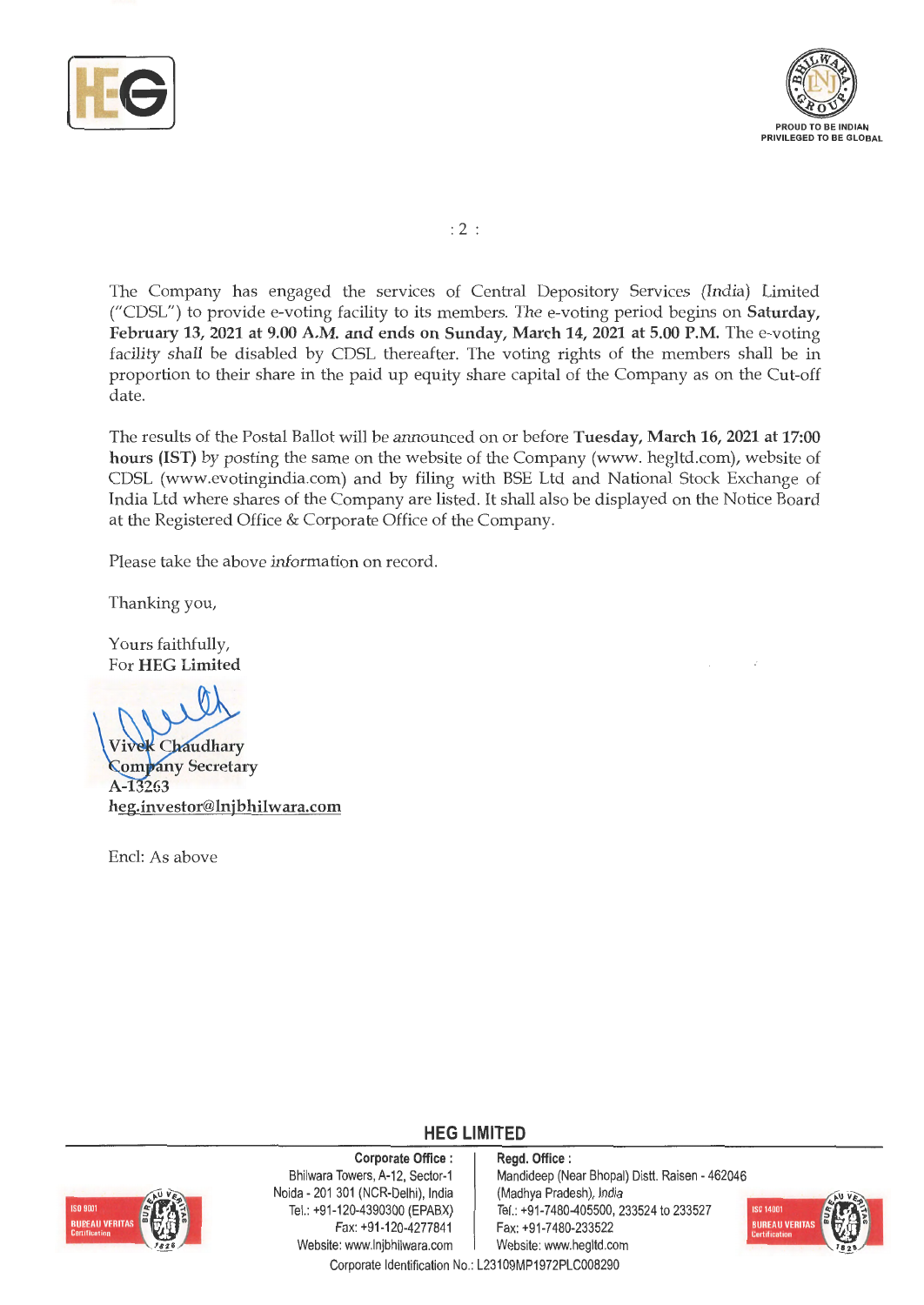The Company has engaged the services of Central Depository Services (India) Limited ("CDSL") to provide e-voting facility to its members. The e-voting period begins on **Saturday, February 13, 2021 at 9.00 A.M. and ends on Sunday, March 14, 2021 at 5.00 P.M.** The e-voting facility shall be disabled by CDSL thereafter. The voting rights of the members shall be in proportion to their share in the paid up equity share capital of the Company as on the Cut-off date.

The results of the Postal Ballot will be announced on or before **Tuesday, March 16, 2021 at 17:00 hours (IST)** by posting the same on the website of the Company (www. hegltd.com), website of CDSL (www.evotingindia.com) and by filing with BSE Ltd and National Stock Exchange of India Ltd where shares of the Company are listed. It shall also be displayed on the Notice Board at the Registered Office & Corporate Office of the Company.

Please take the above information on record.

Thanking you,

Yours faithfully,
For **HEG Limited**

Vivek Chaudhary
Company Secretary
A-13263
heg.investor@lnjbhilwara.com

Encl: As above

**HEG LIMITED**

**Corporate Office :** Bhilwara Towers, A-12, Sector-1, Noida - 201 301 (NCR-Delhi), India, Tel.: +91-120-4390300 (EPABX), Fax: +91-120-4277841, Website: www.lnjbhilwara.com

**Regd. Office :** Mandideep (Near Bhopal) Distt. Raisen - 462046 (Madhya Pradesh), India, Tel.: +91-7480-405500, 233524 to 233527, Fax: +91-7480-233522, Website: www.hegltd.com

Corporate Identification No.: L23109MP1972PLC008290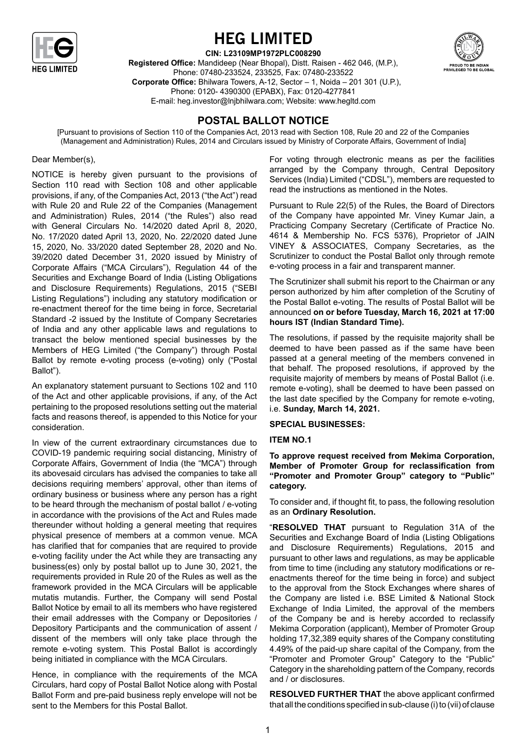# HEG LIMITED

**CIN: L23109MP1972PLC008290**

**Registered Office:** Mandideep (Near Bhopal), Distt. Raisen - 462 046, (M.P.), Phone: 07480-233524, 233525, Fax: 07480-233522

**Corporate Office:** Bhilwara Towers, A-12, Sector – 1, Noida – 201 301 (U.P.), Phone: 0120- 4390300 (EPABX), Fax: 0120-4277841

E-mail: heg.investor@lnjbhilwara.com; Website: www.hegltd.com

## POSTAL BALLOT NOTICE

[Pursuant to provisions of Section 110 of the Companies Act, 2013 read with Section 108, Rule 20 and 22 of the Companies (Management and Administration) Rules, 2014 and Circulars issued by Ministry of Corporate Affairs, Government of India]

Dear Member(s),

NOTICE is hereby given pursuant to the provisions of Section 110 read with Section 108 and other applicable provisions, if any, of the Companies Act, 2013 ("the Act") read with Rule 20 and Rule 22 of the Companies (Management and Administration) Rules, 2014 ("the Rules") also read with General Circulars No. 14/2020 dated April 8, 2020, No. 17/2020 dated April 13, 2020, No. 22/2020 dated June 15, 2020, No. 33/2020 dated September 28, 2020 and No. 39/2020 dated December 31, 2020 issued by Ministry of Corporate Affairs ("MCA Circulars"), Regulation 44 of the Securities and Exchange Board of India (Listing Obligations and Disclosure Requirements) Regulations, 2015 ("SEBI Listing Regulations") including any statutory modification or re-enactment thereof for the time being in force, Secretarial Standard -2 issued by the Institute of Company Secretaries of India and any other applicable laws and regulations to transact the below mentioned special businesses by the Members of HEG Limited ("the Company") through Postal Ballot by remote e-voting process (e-voting) only ("Postal Ballot").

An explanatory statement pursuant to Sections 102 and 110 of the Act and other applicable provisions, if any, of the Act pertaining to the proposed resolutions setting out the material facts and reasons thereof, is appended to this Notice for your consideration.

In view of the current extraordinary circumstances due to COVID-19 pandemic requiring social distancing, Ministry of Corporate Affairs, Government of India (the "MCA") through its abovesaid circulars has advised the companies to take all decisions requiring members' approval, other than items of ordinary business or business where any person has a right to be heard through the mechanism of postal ballot / e-voting in accordance with the provisions of the Act and Rules made thereunder without holding a general meeting that requires physical presence of members at a common venue. MCA has clarified that for companies that are required to provide e-voting facility under the Act while they are transacting any business(es) only by postal ballot up to June 30, 2021, the requirements provided in Rule 20 of the Rules as well as the framework provided in the MCA Circulars will be applicable mutatis mutandis. Further, the Company will send Postal Ballot Notice by email to all its members who have registered their email addresses with the Company or Depositories / Depository Participants and the communication of assent / dissent of the members will only take place through the remote e-voting system. This Postal Ballot is accordingly being initiated in compliance with the MCA Circulars.

Hence, in compliance with the requirements of the MCA Circulars, hard copy of Postal Ballot Notice along with Postal Ballot Form and pre-paid business reply envelope will not be sent to the Members for this Postal Ballot.

For voting through electronic means as per the facilities arranged by the Company through, Central Depository Services (India) Limited ("CDSL"), members are requested to read the instructions as mentioned in the Notes.

Pursuant to Rule 22(5) of the Rules, the Board of Directors of the Company have appointed Mr. Viney Kumar Jain, a Practicing Company Secretary (Certificate of Practice No. 4614 & Membership No. FCS 5376), Proprietor of JAIN VINEY & ASSOCIATES, Company Secretaries, as the Scrutinizer to conduct the Postal Ballot only through remote e-voting process in a fair and transparent manner.

The Scrutinizer shall submit his report to the Chairman or any person authorized by him after completion of the Scrutiny of the Postal Ballot e-voting. The results of Postal Ballot will be announced **on or before Tuesday, March 16, 2021 at 17:00 hours IST (Indian Standard Time).**

The resolutions, if passed by the requisite majority shall be deemed to have been passed as if the same have been passed at a general meeting of the members convened in that behalf. The proposed resolutions, if approved by the requisite majority of members by means of Postal Ballot (i.e. remote e-voting), shall be deemed to have been passed on the last date specified by the Company for remote e-voting, i.e. **Sunday, March 14, 2021.**

**SPECIAL BUSINESSES:**

**ITEM NO.1**

**To approve request received from Mekima Corporation, Member of Promoter Group for reclassification from "Promoter and Promoter Group" category to "Public" category.**

To consider and, if thought fit, to pass, the following resolution as an **Ordinary Resolution.**

"**RESOLVED THAT** pursuant to Regulation 31A of the Securities and Exchange Board of India (Listing Obligations and Disclosure Requirements) Regulations, 2015 and pursuant to other laws and regulations, as may be applicable from time to time (including any statutory modifications or re-enactments thereof for the time being in force) and subject to the approval from the Stock Exchanges where shares of the Company are listed i.e. BSE Limited & National Stock Exchange of India Limited, the approval of the members of the Company be and is hereby accorded to reclassify Mekima Corporation (applicant), Member of Promoter Group holding 17,32,389 equity shares of the Company constituting 4.49% of the paid-up share capital of the Company, from the "Promoter and Promoter Group" Category to the "Public" Category in the shareholding pattern of the Company, records and / or disclosures.

**RESOLVED FURTHER THAT** the above applicant confirmed that all the conditions specified in sub-clause (i) to (vii) of clause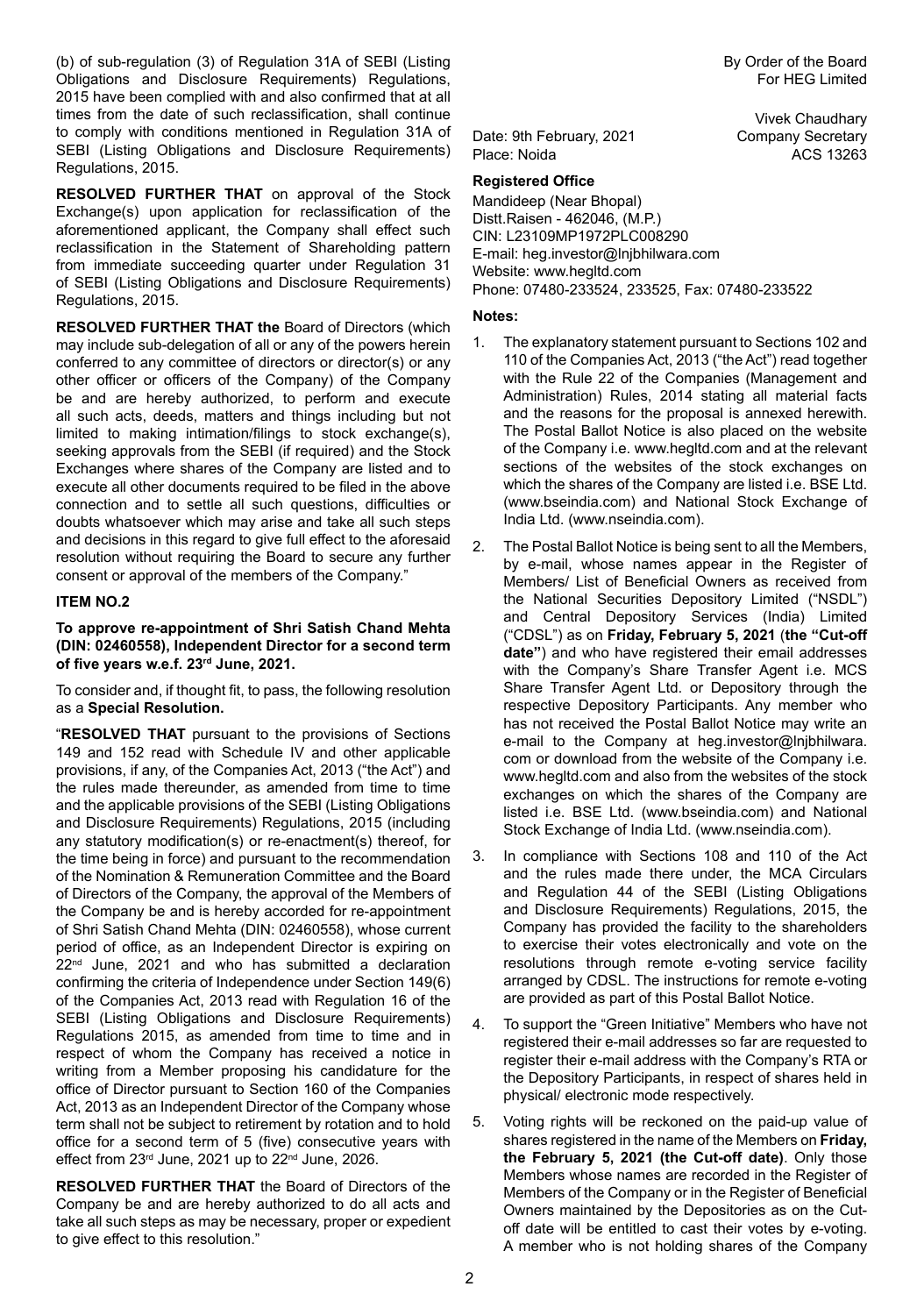(b) of sub-regulation (3) of Regulation 31A of SEBI (Listing Obligations and Disclosure Requirements) Regulations, 2015 have been complied with and also confirmed that at all times from the date of such reclassification, shall continue to comply with conditions mentioned in Regulation 31A of SEBI (Listing Obligations and Disclosure Requirements) Regulations, 2015.

**RESOLVED FURTHER THAT** on approval of the Stock Exchange(s) upon application for reclassification of the aforementioned applicant, the Company shall effect such reclassification in the Statement of Shareholding pattern from immediate succeeding quarter under Regulation 31 of SEBI (Listing Obligations and Disclosure Requirements) Regulations, 2015.

**RESOLVED FURTHER THAT the** Board of Directors (which may include sub-delegation of all or any of the powers herein conferred to any committee of directors or director(s) or any other officer or officers of the Company) of the Company be and are hereby authorized, to perform and execute all such acts, deeds, matters and things including but not limited to making intimation/filings to stock exchange(s), seeking approvals from the SEBI (if required) and the Stock Exchanges where shares of the Company are listed and to execute all other documents required to be filed in the above connection and to settle all such questions, difficulties or doubts whatsoever which may arise and take all such steps and decisions in this regard to give full effect to the aforesaid resolution without requiring the Board to secure any further consent or approval of the members of the Company."

### ITEM NO.2

**To approve re-appointment of Shri Satish Chand Mehta (DIN: 02460558), Independent Director for a second term of five years w.e.f. 23rd June, 2021.**

To consider and, if thought fit, to pass, the following resolution as a **Special Resolution.**

"**RESOLVED THAT** pursuant to the provisions of Sections 149 and 152 read with Schedule IV and other applicable provisions, if any, of the Companies Act, 2013 ("the Act") and the rules made thereunder, as amended from time to time and the applicable provisions of the SEBI (Listing Obligations and Disclosure Requirements) Regulations, 2015 (including any statutory modification(s) or re-enactment(s) thereof, for the time being in force) and pursuant to the recommendation of the Nomination & Remuneration Committee and the Board of Directors of the Company, the approval of the Members of the Company be and is hereby accorded for re-appointment of Shri Satish Chand Mehta (DIN: 02460558), whose current period of office, as an Independent Director is expiring on 22nd June, 2021 and who has submitted a declaration confirming the criteria of Independence under Section 149(6) of the Companies Act, 2013 read with Regulation 16 of the SEBI (Listing Obligations and Disclosure Requirements) Regulations 2015, as amended from time to time and in respect of whom the Company has received a notice in writing from a Member proposing his candidature for the office of Director pursuant to Section 160 of the Companies Act, 2013 as an Independent Director of the Company whose term shall not be subject to retirement by rotation and to hold office for a second term of 5 (five) consecutive years with effect from 23rd June, 2021 up to 22nd June, 2026.

**RESOLVED FURTHER THAT** the Board of Directors of the Company be and are hereby authorized to do all acts and take all such steps as may be necessary, proper or expedient to give effect to this resolution."

By Order of the Board
For HEG Limited

Date: 9th February, 2021
Place: Noida

Vivek Chaudhary
Company Secretary
ACS 13263

**Registered Office**

Mandideep (Near Bhopal)
Distt.Raisen - 462046, (M.P.)
CIN: L23109MP1972PLC008290
E-mail: heg.investor@lnjbhilwara.com
Website: www.hegltd.com
Phone: 07480-233524, 233525, Fax: 07480-233522

**Notes:**

1. The explanatory statement pursuant to Sections 102 and 110 of the Companies Act, 2013 ("the Act") read together with the Rule 22 of the Companies (Management and Administration) Rules, 2014 stating all material facts and the reasons for the proposal is annexed herewith. The Postal Ballot Notice is also placed on the website of the Company i.e. www.hegltd.com and at the relevant sections of the websites of the stock exchanges on which the shares of the Company are listed i.e. BSE Ltd. (www.bseindia.com) and National Stock Exchange of India Ltd. (www.nseindia.com).
2. The Postal Ballot Notice is being sent to all the Members, by e-mail, whose names appear in the Register of Members/ List of Beneficial Owners as received from the National Securities Depository Limited ("NSDL") and Central Depository Services (India) Limited ("CDSL") as on **Friday, February 5, 2021** (**the "Cut-off date"**) and who have registered their email addresses with the Company's Share Transfer Agent i.e. MCS Share Transfer Agent Ltd. or Depository through the respective Depository Participants. Any member who has not received the Postal Ballot Notice may write an e-mail to the Company at heg.investor@lnjbhilwara.com or download from the website of the Company i.e. www.hegltd.com and also from the websites of the stock exchanges on which the shares of the Company are listed i.e. BSE Ltd. (www.bseindia.com) and National Stock Exchange of India Ltd. (www.nseindia.com).
3. In compliance with Sections 108 and 110 of the Act and the rules made there under, the MCA Circulars and Regulation 44 of the SEBI (Listing Obligations and Disclosure Requirements) Regulations, 2015, the Company has provided the facility to the shareholders to exercise their votes electronically and vote on the resolutions through remote e-voting service facility arranged by CDSL. The instructions for remote e-voting are provided as part of this Postal Ballot Notice.
4. To support the "Green Initiative" Members who have not registered their e-mail addresses so far are requested to register their e-mail address with the Company's RTA or the Depository Participants, in respect of shares held in physical/ electronic mode respectively.
5. Voting rights will be reckoned on the paid-up value of shares registered in the name of the Members on **Friday, the February 5, 2021 (the Cut-off date)**. Only those Members whose names are recorded in the Register of Members of the Company or in the Register of Beneficial Owners maintained by the Depositories as on the Cut-off date will be entitled to cast their votes by e-voting. A member who is not holding shares of the Company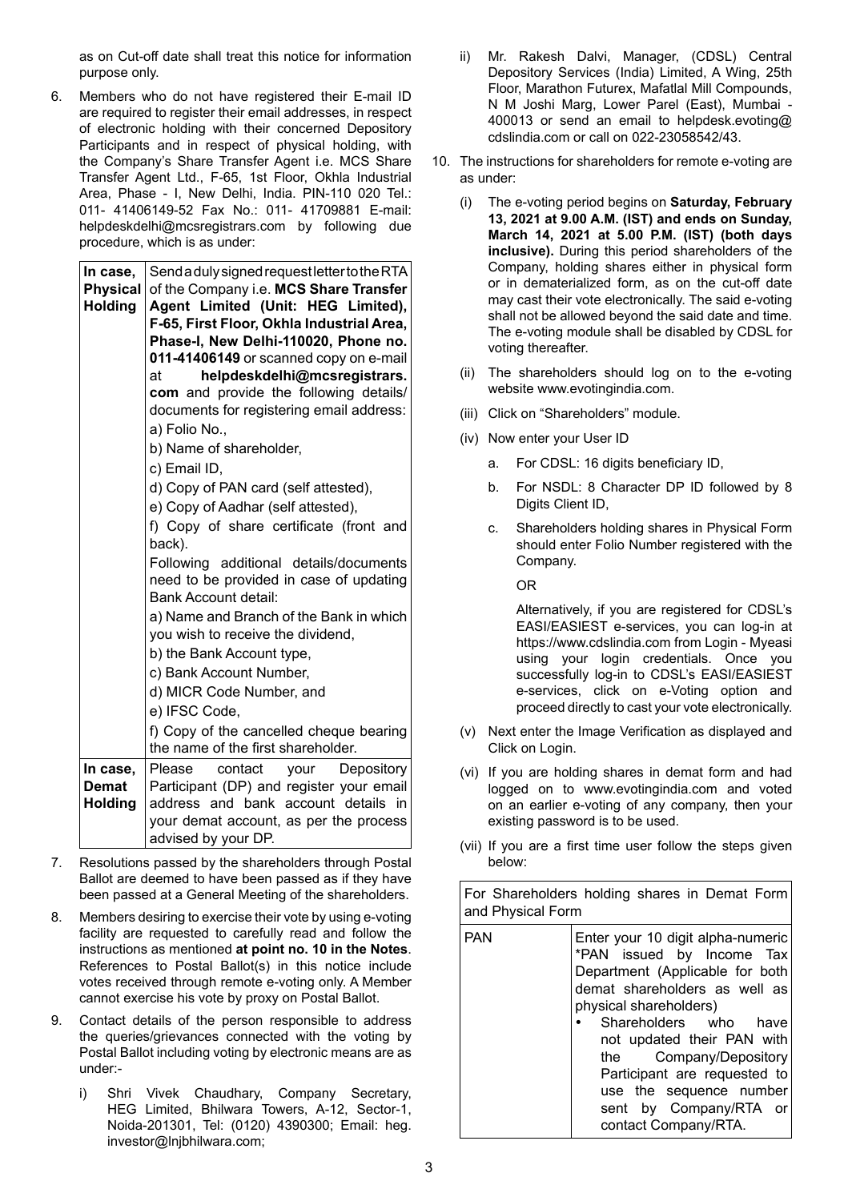as on Cut-off date shall treat this notice for information purpose only.

6. Members who do not have registered their E-mail ID are required to register their email addresses, in respect of electronic holding with their concerned Depository Participants and in respect of physical holding, with the Company's Share Transfer Agent i.e. MCS Share Transfer Agent Ltd., F-65, 1st Floor, Okhla Industrial Area, Phase - I, New Delhi, India. PIN-110 020 Tel.: 011- 41406149-52 Fax No.: 011- 41709881 E-mail: helpdeskdelhi@mcsregistrars.com by following due procedure, which is as under:

| | |
|---|---|
| **In case, Physical Holding** | Send a duly signed request letter to the RTA of the Company i.e. **MCS Share Transfer Agent Limited (Unit: HEG Limited), F-65, First Floor, Okhla Industrial Area, Phase-I, New Delhi-110020, Phone no. 011-41406149** or scanned copy on e-mail at **helpdeskdelhi@mcsregistrars.com** and provide the following details/ documents for registering email address:<br>a) Folio No.,<br>b) Name of shareholder,<br>c) Email ID,<br>d) Copy of PAN card (self attested),<br>e) Copy of Aadhar (self attested),<br>f) Copy of share certificate (front and back).<br>Following additional details/documents need to be provided in case of updating Bank Account detail:<br>a) Name and Branch of the Bank in which you wish to receive the dividend,<br>b) the Bank Account type,<br>c) Bank Account Number,<br>d) MICR Code Number, and<br>e) IFSC Code,<br>f) Copy of the cancelled cheque bearing the name of the first shareholder. |
| **In case, Demat Holding** | Please contact your Depository Participant (DP) and register your email address and bank account details in your demat account, as per the process advised by your DP. |

7. Resolutions passed by the shareholders through Postal Ballot are deemed to have been passed as if they have been passed at a General Meeting of the shareholders.

8. Members desiring to exercise their vote by using e-voting facility are requested to carefully read and follow the instructions as mentioned **at point no. 10 in the Notes**. References to Postal Ballot(s) in this notice include votes received through remote e-voting only. A Member cannot exercise his vote by proxy on Postal Ballot.

9. Contact details of the person responsible to address the queries/grievances connected with the voting by Postal Ballot including voting by electronic means are as under:-

   i) Shri Vivek Chaudhary, Company Secretary, HEG Limited, Bhilwara Towers, A-12, Sector-1, Noida-201301, Tel: (0120) 4390300; Email: heg.investor@lnjbhilwara.com;

   ii) Mr. Rakesh Dalvi, Manager, (CDSL) Central Depository Services (India) Limited, A Wing, 25th Floor, Marathon Futurex, Mafatlal Mill Compounds, N M Joshi Marg, Lower Parel (East), Mumbai - 400013 or send an email to helpdesk.evoting@cdslindia.com or call on 022-23058542/43.

10. The instructions for shareholders for remote e-voting are as under:

   (i) The e-voting period begins on **Saturday, February 13, 2021 at 9.00 A.M. (IST) and ends on Sunday, March 14, 2021 at 5.00 P.M. (IST) (both days inclusive).** During this period shareholders of the Company, holding shares either in physical form or in dematerialized form, as on the cut-off date may cast their vote electronically. The said e-voting shall not be allowed beyond the said date and time. The e-voting module shall be disabled by CDSL for voting thereafter.

   (ii) The shareholders should log on to the e-voting website www.evotingindia.com.

   (iii) Click on "Shareholders" module.

   (iv) Now enter your User ID

      a. For CDSL: 16 digits beneficiary ID,

      b. For NSDL: 8 Character DP ID followed by 8 Digits Client ID,

      c. Shareholders holding shares in Physical Form should enter Folio Number registered with the Company.

      OR

      Alternatively, if you are registered for CDSL's EASI/EASIEST e-services, you can log-in at https://www.cdslindia.com from Login - Myeasi using your login credentials. Once you successfully log-in to CDSL's EASI/EASIEST e-services, click on e-Voting option and proceed directly to cast your vote electronically.

   (v) Next enter the Image Verification as displayed and Click on Login.

   (vi) If you are holding shares in demat form and had logged on to www.evotingindia.com and voted on an earlier e-voting of any company, then your existing password is to be used.

   (vii) If you are a first time user follow the steps given below:

| For Shareholders holding shares in Demat Form and Physical Form | |
|---|---|
| PAN | Enter your 10 digit alpha-numeric *PAN issued by Income Tax Department (Applicable for both demat shareholders as well as physical shareholders)<br>• Shareholders who have not updated their PAN with the Company/Depository Participant are requested to use the sequence number sent by Company/RTA or contact Company/RTA. |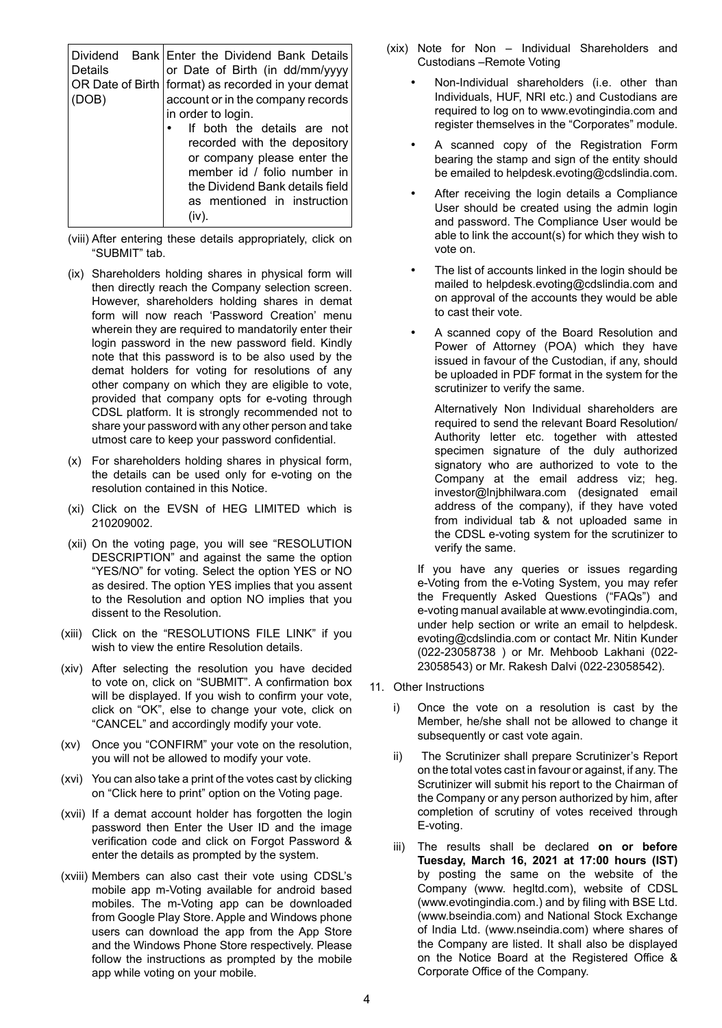| Dividend Bank Details OR Date of Birth (DOB) | Enter the Dividend Bank Details or Date of Birth (in dd/mm/yyyy format) as recorded in your demat account or in the company records in order to login.<br>• If both the details are not recorded with the depository or company please enter the member id / folio number in the Dividend Bank details field as mentioned in instruction (iv). |
|---|---|

(viii) After entering these details appropriately, click on "SUBMIT" tab.

(ix) Shareholders holding shares in physical form will then directly reach the Company selection screen. However, shareholders holding shares in demat form will now reach 'Password Creation' menu wherein they are required to mandatorily enter their login password in the new password field. Kindly note that this password is to be also used by the demat holders for voting for resolutions of any other company on which they are eligible to vote, provided that company opts for e-voting through CDSL platform. It is strongly recommended not to share your password with any other person and take utmost care to keep your password confidential.

(x) For shareholders holding shares in physical form, the details can be used only for e-voting on the resolution contained in this Notice.

(xi) Click on the EVSN of HEG LIMITED which is 210209002.

(xii) On the voting page, you will see "RESOLUTION DESCRIPTION" and against the same the option "YES/NO" for voting. Select the option YES or NO as desired. The option YES implies that you assent to the Resolution and option NO implies that you dissent to the Resolution.

(xiii) Click on the "RESOLUTIONS FILE LINK" if you wish to view the entire Resolution details.

(xiv) After selecting the resolution you have decided to vote on, click on "SUBMIT". A confirmation box will be displayed. If you wish to confirm your vote, click on "OK", else to change your vote, click on "CANCEL" and accordingly modify your vote.

(xv) Once you "CONFIRM" your vote on the resolution, you will not be allowed to modify your vote.

(xvi) You can also take a print of the votes cast by clicking on "Click here to print" option on the Voting page.

(xvii) If a demat account holder has forgotten the login password then Enter the User ID and the image verification code and click on Forgot Password & enter the details as prompted by the system.

(xviii) Members can also cast their vote using CDSL's mobile app m-Voting available for android based mobiles. The m-Voting app can be downloaded from Google Play Store. Apple and Windows phone users can download the app from the App Store and the Windows Phone Store respectively. Please follow the instructions as prompted by the mobile app while voting on your mobile.

(xix) Note for Non – Individual Shareholders and Custodians –Remote Voting

- Non-Individual shareholders (i.e. other than Individuals, HUF, NRI etc.) and Custodians are required to log on to www.evotingindia.com and register themselves in the "Corporates" module.
- A scanned copy of the Registration Form bearing the stamp and sign of the entity should be emailed to helpdesk.evoting@cdslindia.com.
- After receiving the login details a Compliance User should be created using the admin login and password. The Compliance User would be able to link the account(s) for which they wish to vote on.
- The list of accounts linked in the login should be mailed to helpdesk.evoting@cdslindia.com and on approval of the accounts they would be able to cast their vote.
- A scanned copy of the Board Resolution and Power of Attorney (POA) which they have issued in favour of the Custodian, if any, should be uploaded in PDF format in the system for the scrutinizer to verify the same.

  Alternatively Non Individual shareholders are required to send the relevant Board Resolution/ Authority letter etc. together with attested specimen signature of the duly authorized signatory who are authorized to vote to the Company at the email address viz; heg.investor@lnjbhilwara.com (designated email address of the company), if they have voted from individual tab & not uploaded same in the CDSL e-voting system for the scrutinizer to verify the same.

If you have any queries or issues regarding e-Voting from the e-Voting System, you may refer the Frequently Asked Questions ("FAQs") and e-voting manual available at www.evotingindia.com, under help section or write an email to helpdesk.evoting@cdslindia.com or contact Mr. Nitin Kunder (022-23058738 ) or Mr. Mehboob Lakhani (022-23058543) or Mr. Rakesh Dalvi (022-23058542).

11. Other Instructions

i) Once the vote on a resolution is cast by the Member, he/she shall not be allowed to change it subsequently or cast vote again.

ii) The Scrutinizer shall prepare Scrutinizer's Report on the total votes cast in favour or against, if any. The Scrutinizer will submit his report to the Chairman of the Company or any person authorized by him, after completion of scrutiny of votes received through E-voting.

iii) The results shall be declared **on or before Tuesday, March 16, 2021 at 17:00 hours (IST)** by posting the same on the website of the Company (www. hegltd.com), website of CDSL (www.evotingindia.com.) and by filing with BSE Ltd. (www.bseindia.com) and National Stock Exchange of India Ltd. (www.nseindia.com) where shares of the Company are listed. It shall also be displayed on the Notice Board at the Registered Office & Corporate Office of the Company.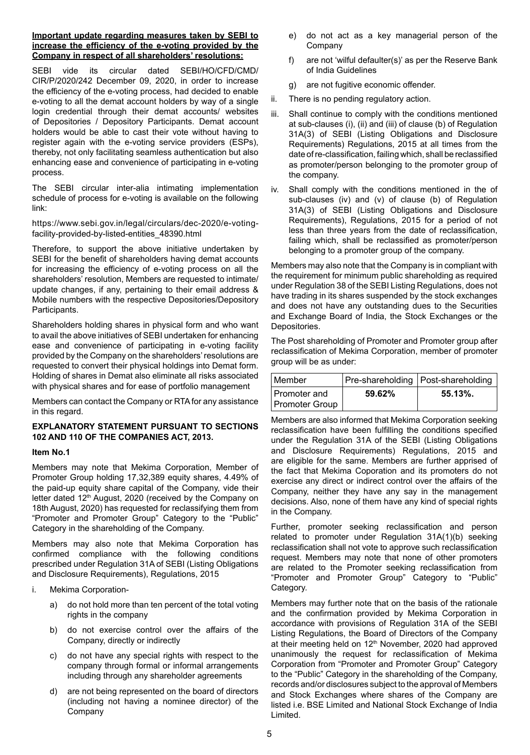**Important update regarding measures taken by SEBI to increase the efficiency of the e-voting provided by the Company in respect of all shareholders' resolutions:**

SEBI vide its circular dated SEBI/HO/CFD/CMD/CIR/P/2020/242 December 09, 2020, in order to increase the efficiency of the e-voting process, had decided to enable e-voting to all the demat account holders by way of a single login credential through their demat accounts/ websites of Depositories / Depository Participants. Demat account holders would be able to cast their vote without having to register again with the e-voting service providers (ESPs), thereby, not only facilitating seamless authentication but also enhancing ease and convenience of participating in e-voting process.

The SEBI circular inter-alia intimating implementation schedule of process for e-voting is available on the following link:

https://www.sebi.gov.in/legal/circulars/dec-2020/e-voting-facility-provided-by-listed-entities_48390.html

Therefore, to support the above initiative undertaken by SEBI for the benefit of shareholders having demat accounts for increasing the efficiency of e-voting process on all the shareholders' resolution, Members are requested to intimate/ update changes, if any, pertaining to their email address & Mobile numbers with the respective Depositories/Depository Participants.

Shareholders holding shares in physical form and who want to avail the above initiatives of SEBI undertaken for enhancing ease and convenience of participating in e-voting facility provided by the Company on the shareholders' resolutions are requested to convert their physical holdings into Demat form. Holding of shares in Demat also eliminate all risks associated with physical shares and for ease of portfolio management

Members can contact the Company or RTA for any assistance in this regard.

**EXPLANATORY STATEMENT PURSUANT TO SECTIONS 102 AND 110 OF THE COMPANIES ACT, 2013.**

**Item No.1**

Members may note that Mekima Corporation, Member of Promoter Group holding 17,32,389 equity shares, 4.49% of the paid-up equity share capital of the Company, vide their letter dated 12th August, 2020 (received by the Company on 18th August, 2020) has requested for reclassifying them from "Promoter and Promoter Group" Category to the "Public" Category in the shareholding of the Company.

Members may also note that Mekima Corporation has confirmed compliance with the following conditions prescribed under Regulation 31A of SEBI (Listing Obligations and Disclosure Requirements), Regulations, 2015

i. Mekima Corporation-
   a) do not hold more than ten percent of the total voting rights in the company
   b) do not exercise control over the affairs of the Company, directly or indirectly
   c) do not have any special rights with respect to the company through formal or informal arrangements including through any shareholder agreements
   d) are not being represented on the board of directors (including not having a nominee director) of the Company
   e) do not act as a key managerial person of the Company
   f) are not 'wilful defaulter(s)' as per the Reserve Bank of India Guidelines
   g) are not fugitive economic offender.

ii. There is no pending regulatory action.

iii. Shall continue to comply with the conditions mentioned at sub-clauses (i), (ii) and (iii) of clause (b) of Regulation 31A(3) of SEBI (Listing Obligations and Disclosure Requirements) Regulations, 2015 at all times from the date of re-classification, failing which, shall be reclassified as promoter/person belonging to the promoter group of the company.

iv. Shall comply with the conditions mentioned in the of sub-clauses (iv) and (v) of clause (b) of Regulation 31A(3) of SEBI (Listing Obligations and Disclosure Requirements), Regulations, 2015 for a period of not less than three years from the date of reclassification, failing which, shall be reclassified as promoter/person belonging to a promoter group of the company.

Members may also note that the Company is in compliant with the requirement for minimum public shareholding as required under Regulation 38 of the SEBI Listing Regulations, does not have trading in its shares suspended by the stock exchanges and does not have any outstanding dues to the Securities and Exchange Board of India, the Stock Exchanges or the Depositories.

The Post shareholding of Promoter and Promoter group after reclassification of Mekima Corporation, member of promoter group will be as under:

| Member | Pre-shareholding | Post-shareholding |
|---|---|---|
| Promoter and Promoter Group | **59.62%** | **55.13%.** |

Members are also informed that Mekima Corporation seeking reclassification have been fulfilling the conditions specified under the Regulation 31A of the SEBI (Listing Obligations and Disclosure Requirements) Regulations, 2015 and are eligible for the same. Members are further apprised of the fact that Mekima Coporation and its promoters do not exercise any direct or indirect control over the affairs of the Company, neither they have any say in the management decisions. Also, none of them have any kind of special rights in the Company.

Further, promoter seeking reclassification and person related to promoter under Regulation 31A(1)(b) seeking reclassification shall not vote to approve such reclassification request. Members may note that none of other promoters are related to the Promoter seeking reclassification from "Promoter and Promoter Group" Category to "Public" Category.

Members may further note that on the basis of the rationale and the confirmation provided by Mekima Corporation in accordance with provisions of Regulation 31A of the SEBI Listing Regulations, the Board of Directors of the Company at their meeting held on 12th November, 2020 had approved unanimously the request for reclassification of Mekima Corporation from "Promoter and Promoter Group" Category to the "Public" Category in the shareholding of the Company, records and/or disclosures subject to the approval of Members and Stock Exchanges where shares of the Company are listed i.e. BSE Limited and National Stock Exchange of India Limited.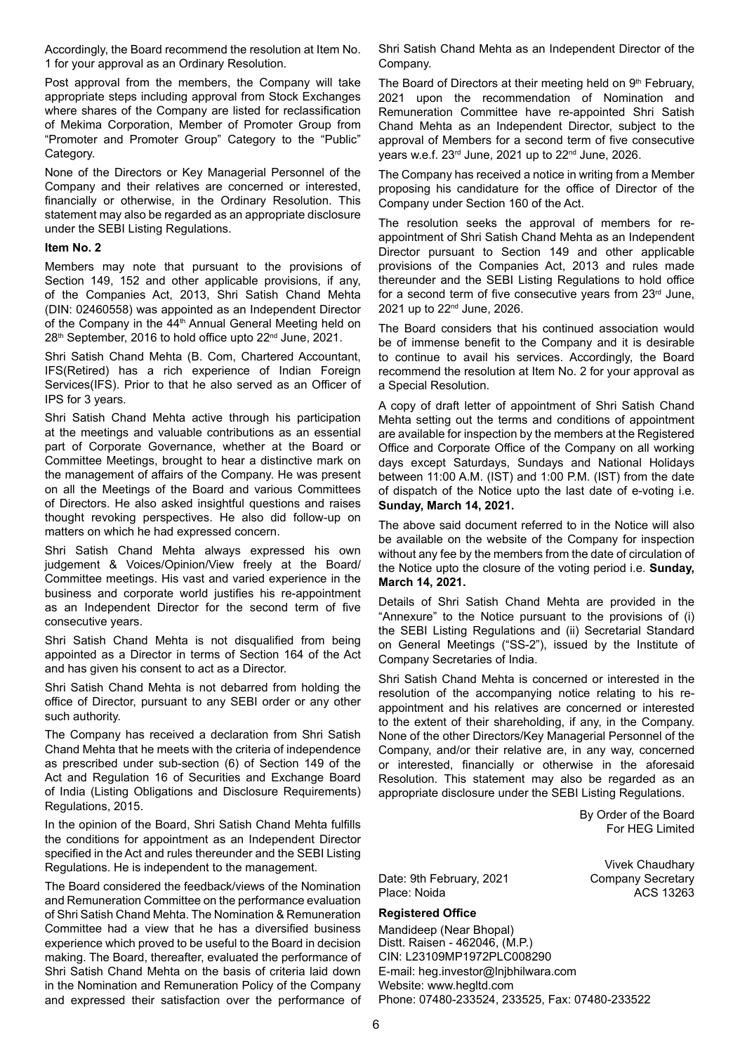Accordingly, the Board recommend the resolution at Item No. 1 for your approval as an Ordinary Resolution.

Post approval from the members, the Company will take appropriate steps including approval from Stock Exchanges where shares of the Company are listed for reclassification of Mekima Corporation, Member of Promoter Group from "Promoter and Promoter Group" Category to the "Public" Category.

None of the Directors or Key Managerial Personnel of the Company and their relatives are concerned or interested, financially or otherwise, in the Ordinary Resolution. This statement may also be regarded as an appropriate disclosure under the SEBI Listing Regulations.

**Item No. 2**

Members may note that pursuant to the provisions of Section 149, 152 and other applicable provisions, if any, of the Companies Act, 2013, Shri Satish Chand Mehta (DIN: 02460558) was appointed as an Independent Director of the Company in the 44th Annual General Meeting held on 28th September, 2016 to hold office upto 22nd June, 2021.

Shri Satish Chand Mehta (B. Com, Chartered Accountant, IFS(Retired) has a rich experience of Indian Foreign Services(IFS). Prior to that he also served as an Officer of IPS for 3 years.

Shri Satish Chand Mehta active through his participation at the meetings and valuable contributions as an essential part of Corporate Governance, whether at the Board or Committee Meetings, brought to hear a distinctive mark on the management of affairs of the Company. He was present on all the Meetings of the Board and various Committees of Directors. He also asked insightful questions and raises thought revoking perspectives. He also did follow-up on matters on which he had expressed concern.

Shri Satish Chand Mehta always expressed his own judgement & Voices/Opinion/View freely at the Board/ Committee meetings. His vast and varied experience in the business and corporate world justifies his re-appointment as an Independent Director for the second term of five consecutive years.

Shri Satish Chand Mehta is not disqualified from being appointed as a Director in terms of Section 164 of the Act and has given his consent to act as a Director.

Shri Satish Chand Mehta is not debarred from holding the office of Director, pursuant to any SEBI order or any other such authority.

The Company has received a declaration from Shri Satish Chand Mehta that he meets with the criteria of independence as prescribed under sub-section (6) of Section 149 of the Act and Regulation 16 of Securities and Exchange Board of India (Listing Obligations and Disclosure Requirements) Regulations, 2015.

In the opinion of the Board, Shri Satish Chand Mehta fulfills the conditions for appointment as an Independent Director specified in the Act and rules thereunder and the SEBI Listing Regulations. He is independent to the management.

The Board considered the feedback/views of the Nomination and Remuneration Committee on the performance evaluation of Shri Satish Chand Mehta. The Nomination & Remuneration Committee had a view that he has a diversified business experience which proved to be useful to the Board in decision making. The Board, thereafter, evaluated the performance of Shri Satish Chand Mehta on the basis of criteria laid down in the Nomination and Remuneration Policy of the Company and expressed their satisfaction over the performance of Shri Satish Chand Mehta as an Independent Director of the Company.

The Board of Directors at their meeting held on 9th February, 2021 upon the recommendation of Nomination and Remuneration Committee have re-appointed Shri Satish Chand Mehta as an Independent Director, subject to the approval of Members for a second term of five consecutive years w.e.f. 23rd June, 2021 up to 22nd June, 2026.

The Company has received a notice in writing from a Member proposing his candidature for the office of Director of the Company under Section 160 of the Act.

The resolution seeks the approval of members for re-appointment of Shri Satish Chand Mehta as an Independent Director pursuant to Section 149 and other applicable provisions of the Companies Act, 2013 and rules made thereunder and the SEBI Listing Regulations to hold office for a second term of five consecutive years from 23rd June, 2021 up to 22nd June, 2026.

The Board considers that his continued association would be of immense benefit to the Company and it is desirable to continue to avail his services. Accordingly, the Board recommend the resolution at Item No. 2 for your approval as a Special Resolution.

A copy of draft letter of appointment of Shri Satish Chand Mehta setting out the terms and conditions of appointment are available for inspection by the members at the Registered Office and Corporate Office of the Company on all working days except Saturdays, Sundays and National Holidays between 11:00 A.M. (IST) and 1:00 P.M. (IST) from the date of dispatch of the Notice upto the last date of e-voting i.e. **Sunday, March 14, 2021.**

The above said document referred to in the Notice will also be available on the website of the Company for inspection without any fee by the members from the date of circulation of the Notice upto the closure of the voting period i.e. **Sunday, March 14, 2021.**

Details of Shri Satish Chand Mehta are provided in the "Annexure" to the Notice pursuant to the provisions of (i) the SEBI Listing Regulations and (ii) Secretarial Standard on General Meetings ("SS-2"), issued by the Institute of Company Secretaries of India.

Shri Satish Chand Mehta is concerned or interested in the resolution of the accompanying notice relating to his re-appointment and his relatives are concerned or interested to the extent of their shareholding, if any, in the Company. None of the other Directors/Key Managerial Personnel of the Company, and/or their relative are, in any way, concerned or interested, financially or otherwise in the aforesaid Resolution. This statement may also be regarded as an appropriate disclosure under the SEBI Listing Regulations.

By Order of the Board
For HEG Limited

Vivek Chaudhary
Company Secretary
ACS 13263

Date: 9th February, 2021
Place: Noida

**Registered Office**

Mandideep (Near Bhopal)
Distt. Raisen - 462046, (M.P.)
CIN: L23109MP1972PLC008290
E-mail: heg.investor@lnjbhilwara.com
Website: www.hegltd.com
Phone: 07480-233524, 233525, Fax: 07480-233522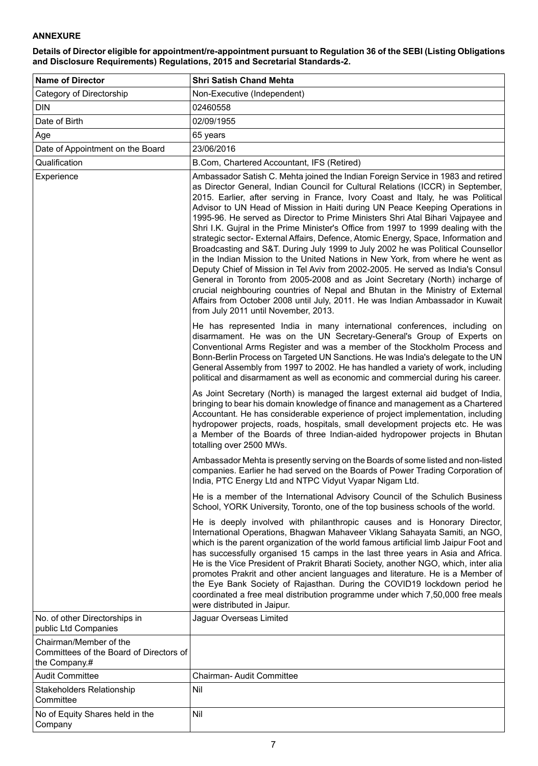**ANNEXURE**

**Details of Director eligible for appointment/re-appointment pursuant to Regulation 36 of the SEBI (Listing Obligations and Disclosure Requirements) Regulations, 2015 and Secretarial Standards-2.**

| **Name of Director** | **Shri Satish Chand Mehta** |
|---|---|
| Category of Directorship | Non-Executive (Independent) |
| DIN | 02460558 |
| Date of Birth | 02/09/1955 |
| Age | 65 years |
| Date of Appointment on the Board | 23/06/2016 |
| Qualification | B.Com, Chartered Accountant, IFS (Retired) |
| Experience | Ambassador Satish C. Mehta joined the Indian Foreign Service in 1983 and retired as Director General, Indian Council for Cultural Relations (ICCR) in September, 2015. Earlier, after serving in France, Ivory Coast and Italy, he was Political Advisor to UN Head of Mission in Haiti during UN Peace Keeping Operations in 1995-96. He served as Director to Prime Ministers Shri Atal Bihari Vajpayee and Shri I.K. Gujral in the Prime Minister's Office from 1997 to 1999 dealing with the strategic sector- External Affairs, Defence, Atomic Energy, Space, Information and Broadcasting and S&T. During July 1999 to July 2002 he was Political Counsellor in the Indian Mission to the United Nations in New York, from where he went as Deputy Chief of Mission in Tel Aviv from 2002-2005. He served as India's Consul General in Toronto from 2005-2008 and as Joint Secretary (North) incharge of crucial neighbouring countries of Nepal and Bhutan in the Ministry of External Affairs from October 2008 until July, 2011. He was Indian Ambassador in Kuwait from July 2011 until November, 2013.<br><br>He has represented India in many international conferences, including on disarmament. He was on the UN Secretary-General's Group of Experts on Conventional Arms Register and was a member of the Stockholm Process and Bonn-Berlin Process on Targeted UN Sanctions. He was India's delegate to the UN General Assembly from 1997 to 2002. He has handled a variety of work, including political and disarmament as well as economic and commercial during his career.<br><br>As Joint Secretary (North) is managed the largest external aid budget of India, bringing to bear his domain knowledge of finance and management as a Chartered Accountant. He has considerable experience of project implementation, including hydropower projects, roads, hospitals, small development projects etc. He was a Member of the Boards of three Indian-aided hydropower projects in Bhutan totalling over 2500 MWs.<br><br>Ambassador Mehta is presently serving on the Boards of some listed and non-listed companies. Earlier he had served on the Boards of Power Trading Corporation of India, PTC Energy Ltd and NTPC Vidyut Vyapar Nigam Ltd.<br><br>He is a member of the International Advisory Council of the Schulich Business School, YORK University, Toronto, one of the top business schools of the world.<br><br>He is deeply involved with philanthropic causes and is Honorary Director, International Operations, Bhagwan Mahaveer Viklang Sahayata Samiti, an NGO, which is the parent organization of the world famous artificial limb Jaipur Foot and has successfully organised 15 camps in the last three years in Asia and Africa. He is the Vice President of Prakrit Bharati Society, another NGO, which, inter alia promotes Prakrit and other ancient languages and literature. He is a Member of the Eye Bank Society of Rajasthan. During the COVID19 lockdown period he coordinated a free meal distribution programme under which 7,50,000 free meals were distributed in Jaipur. |
| No. of other Directorships in public Ltd Companies | Jaguar Overseas Limited |
| Chairman/Member of the Committees of the Board of Directors of the Company.# | |
| Audit Committee | Chairman- Audit Committee |
| Stakeholders Relationship Committee | Nil |
| No of Equity Shares held in the Company | Nil |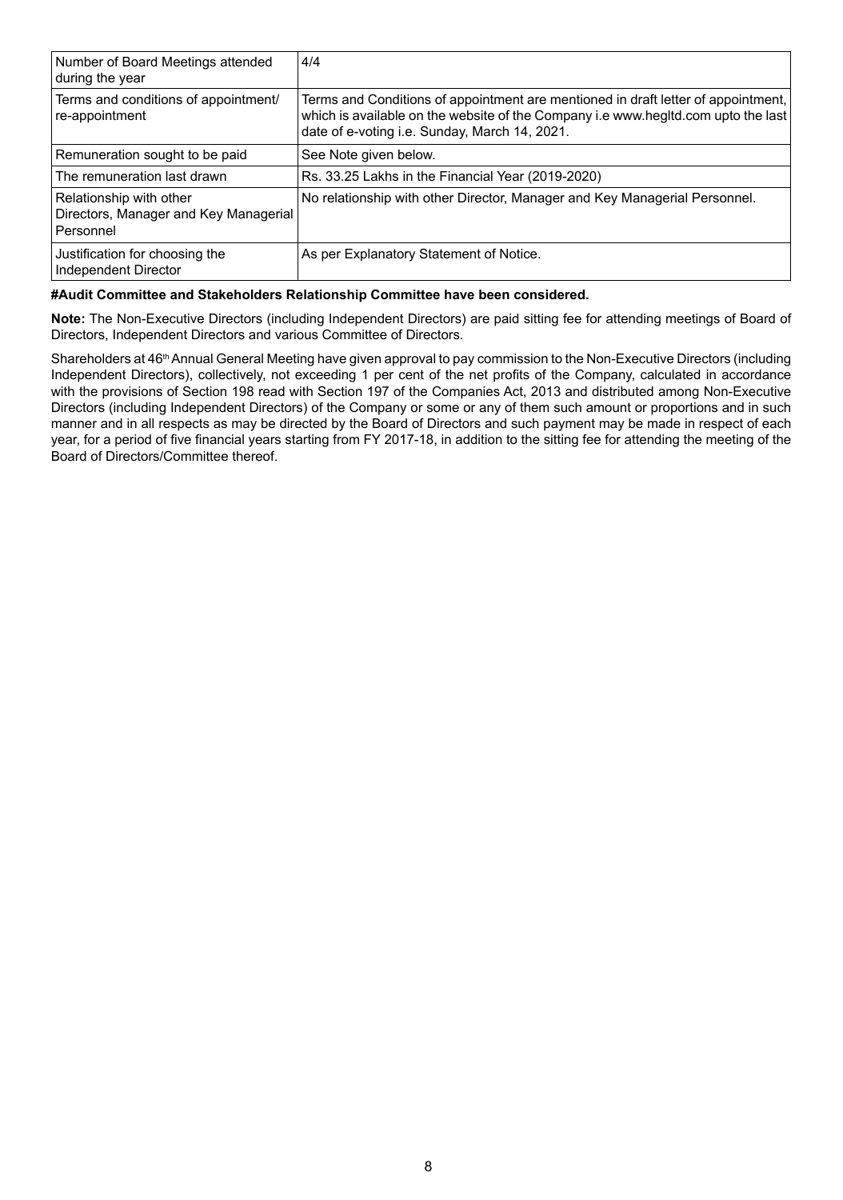| | |
|---|---|
| Number of Board Meetings attended during the year | 4/4 |
| Terms and conditions of appointment/ re-appointment | Terms and Conditions of appointment are mentioned in draft letter of appointment, which is available on the website of the Company i.e www.hegltd.com upto the last date of e-voting i.e. Sunday, March 14, 2021. |
| Remuneration sought to be paid | See Note given below. |
| The remuneration last drawn | Rs. 33.25 Lakhs in the Financial Year (2019-2020) |
| Relationship with other Directors, Manager and Key Managerial Personnel | No relationship with other Director, Manager and Key Managerial Personnel. |
| Justification for choosing the Independent Director | As per Explanatory Statement of Notice. |

**#Audit Committee and Stakeholders Relationship Committee have been considered.**

**Note:** The Non-Executive Directors (including Independent Directors) are paid sitting fee for attending meetings of Board of Directors, Independent Directors and various Committee of Directors.

Shareholders at 46th Annual General Meeting have given approval to pay commission to the Non-Executive Directors (including Independent Directors), collectively, not exceeding 1 per cent of the net profits of the Company, calculated in accordance with the provisions of Section 198 read with Section 197 of the Companies Act, 2013 and distributed among Non-Executive Directors (including Independent Directors) of the Company or some or any of them such amount or proportions and in such manner and in all respects as may be directed by the Board of Directors and such payment may be made in respect of each year, for a period of five financial years starting from FY 2017-18, in addition to the sitting fee for attending the meeting of the Board of Directors/Committee thereof.